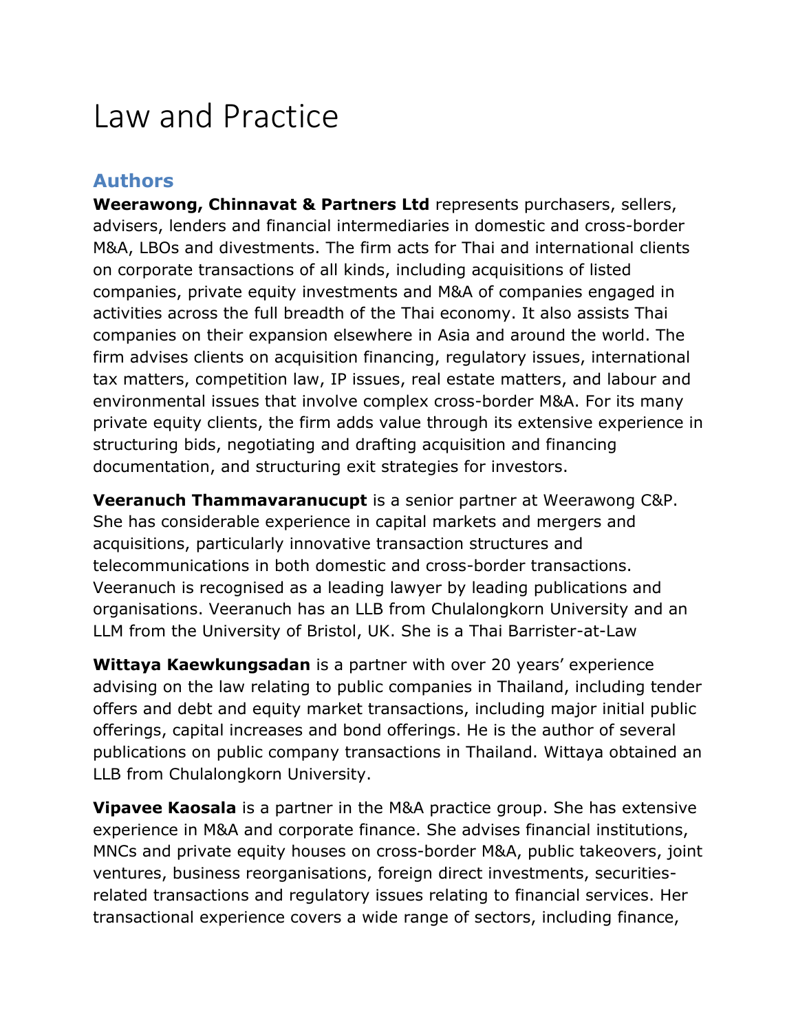# Law and Practice

## Authors

**Weerawong, Chinnavat & Partners Ltd** represents purchasers, sellers, advisers, lenders and financial intermediaries in domestic and cross-border M&A, LBOs and divestments. The firm acts for Thai and international clients on corporate transactions of all kinds, including acquisitions of listed companies, private equity investments and M&A of companies engaged in activities across the full breadth of the Thai economy. It also assists Thai companies on their expansion elsewhere in Asia and around the world. The firm advises clients on acquisition financing, regulatory issues, international tax matters, competition law, IP issues, real estate matters, and labour and environmental issues that involve complex cross-border M&A. For its many private equity clients, the firm adds value through its extensive experience in structuring bids, negotiating and drafting acquisition and financing documentation, and structuring exit strategies for investors.

**Veeranuch Thammavaranucupt** is a senior partner at Weerawong C&P. She has considerable experience in capital markets and mergers and acquisitions, particularly innovative transaction structures and telecommunications in both domestic and cross-border transactions. Veeranuch is recognised as a leading lawyer by leading publications and organisations. Veeranuch has an LLB from Chulalongkorn University and an LLM from the University of Bristol, UK. She is a Thai Barrister-at-Law

**Wittaya Kaewkungsadan** is a partner with over 20 years' experience advising on the law relating to public companies in Thailand, including tender offers and debt and equity market transactions, including major initial public offerings, capital increases and bond offerings. He is the author of several publications on public company transactions in Thailand. Wittaya obtained an LLB from Chulalongkorn University.

**Vipavee Kaosala** is a partner in the M&A practice group. She has extensive experience in M&A and corporate finance. She advises financial institutions, MNCs and private equity houses on cross-border M&A, public takeovers, joint ventures, business reorganisations, foreign direct investments, securities-related transactions and regulatory issues relating to financial services. Her transactional experience covers a wide range of sectors, including finance,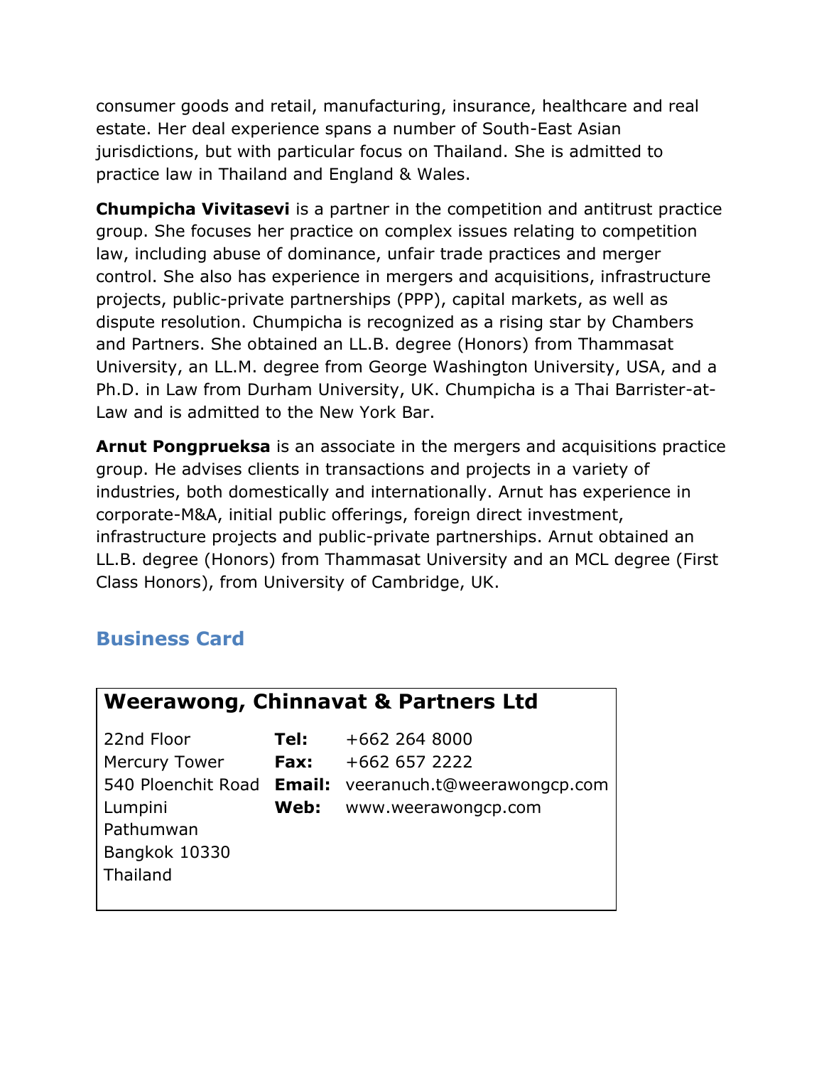consumer goods and retail, manufacturing, insurance, healthcare and real estate. Her deal experience spans a number of South-East Asian jurisdictions, but with particular focus on Thailand. She is admitted to practice law in Thailand and England & Wales.

**Chumpicha Vivitasevi** is a partner in the competition and antitrust practice group. She focuses her practice on complex issues relating to competition law, including abuse of dominance, unfair trade practices and merger control. She also has experience in mergers and acquisitions, infrastructure projects, public-private partnerships (PPP), capital markets, as well as dispute resolution. Chumpicha is recognized as a rising star by Chambers and Partners. She obtained an LL.B. degree (Honors) from Thammasat University, an LL.M. degree from George Washington University, USA, and a Ph.D. in Law from Durham University, UK. Chumpicha is a Thai Barrister-at-Law and is admitted to the New York Bar.

**Arnut Pongprueksa** is an associate in the mergers and acquisitions practice group. He advises clients in transactions and projects in a variety of industries, both domestically and internationally. Arnut has experience in corporate-M&A, initial public offerings, foreign direct investment, infrastructure projects and public-private partnerships. Arnut obtained an LL.B. degree (Honors) from Thammasat University and an MCL degree (First Class Honors), from University of Cambridge, UK.

## Business Card

**Weerawong, Chinnavat & Partners Ltd**

| | | |
|---|---|---|
| 22nd Floor | **Tel:** | +662 264 8000 |
| Mercury Tower | **Fax:** | +662 657 2222 |
| 540 Ploenchit Road | **Email:** | veeranuch.t@weerawongcp.com |
| Lumpini | **Web:** | www.weerawongcp.com |
| Pathumwan | | |
| Bangkok 10330 | | |
| Thailand | | |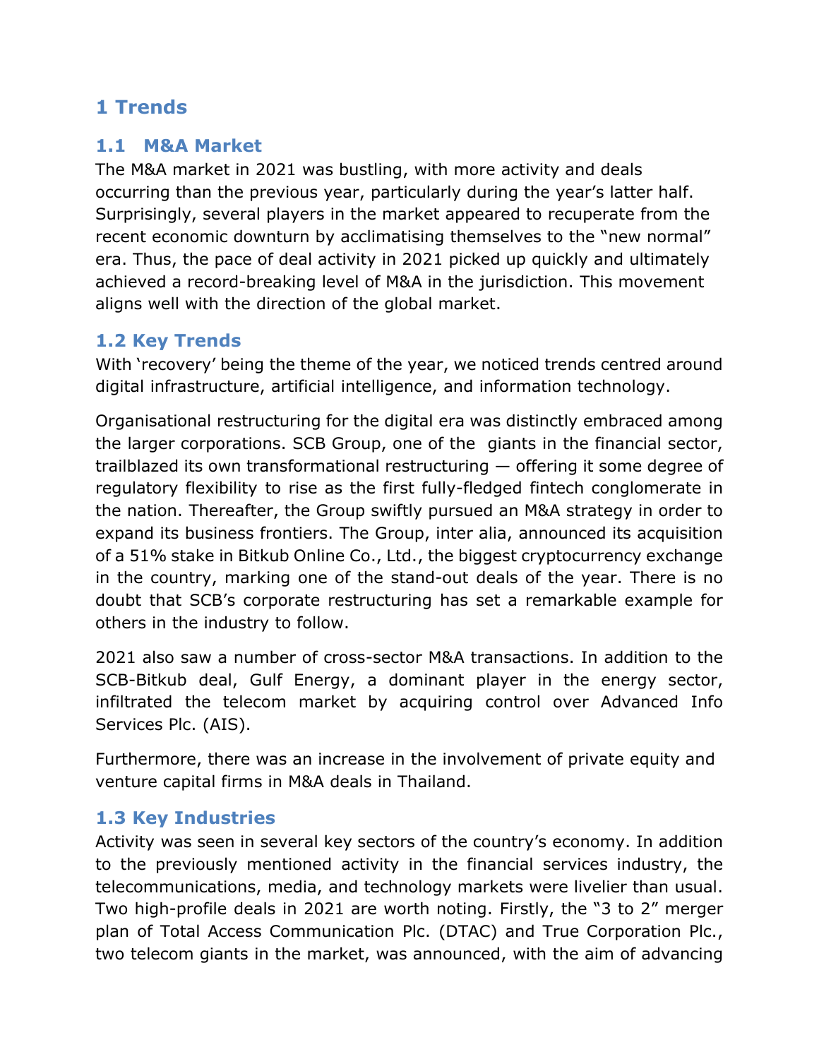# 1 Trends

## 1.1 M&A Market

The M&A market in 2021 was bustling, with more activity and deals occurring than the previous year, particularly during the year's latter half. Surprisingly, several players in the market appeared to recuperate from the recent economic downturn by acclimatising themselves to the "new normal" era. Thus, the pace of deal activity in 2021 picked up quickly and ultimately achieved a record-breaking level of M&A in the jurisdiction. This movement aligns well with the direction of the global market.

## 1.2 Key Trends

With 'recovery' being the theme of the year, we noticed trends centred around digital infrastructure, artificial intelligence, and information technology.

Organisational restructuring for the digital era was distinctly embraced among the larger corporations. SCB Group, one of the giants in the financial sector, trailblazed its own transformational restructuring — offering it some degree of regulatory flexibility to rise as the first fully-fledged fintech conglomerate in the nation. Thereafter, the Group swiftly pursued an M&A strategy in order to expand its business frontiers. The Group, inter alia, announced its acquisition of a 51% stake in Bitkub Online Co., Ltd., the biggest cryptocurrency exchange in the country, marking one of the stand-out deals of the year. There is no doubt that SCB's corporate restructuring has set a remarkable example for others in the industry to follow.

2021 also saw a number of cross-sector M&A transactions. In addition to the SCB-Bitkub deal, Gulf Energy, a dominant player in the energy sector, infiltrated the telecom market by acquiring control over Advanced Info Services Plc. (AIS).

Furthermore, there was an increase in the involvement of private equity and venture capital firms in M&A deals in Thailand.

## 1.3 Key Industries

Activity was seen in several key sectors of the country's economy. In addition to the previously mentioned activity in the financial services industry, the telecommunications, media, and technology markets were livelier than usual. Two high-profile deals in 2021 are worth noting. Firstly, the "3 to 2" merger plan of Total Access Communication Plc. (DTAC) and True Corporation Plc., two telecom giants in the market, was announced, with the aim of advancing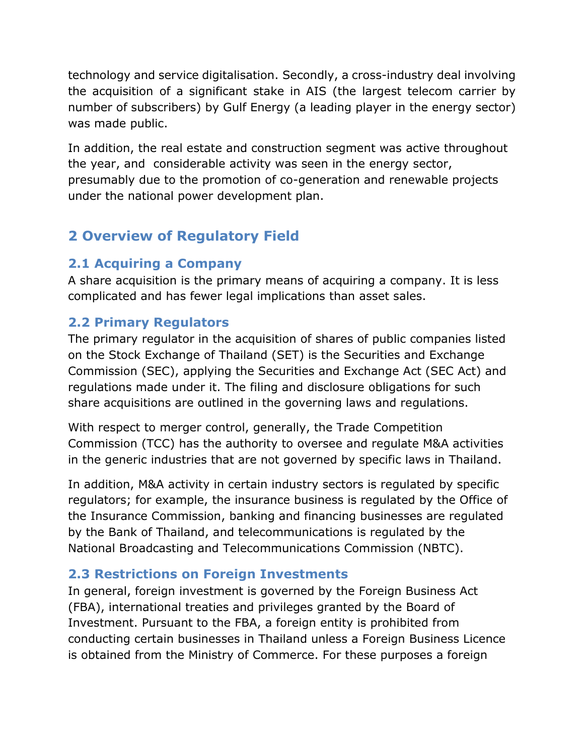technology and service digitalisation. Secondly, a cross-industry deal involving the acquisition of a significant stake in AIS (the largest telecom carrier by number of subscribers) by Gulf Energy (a leading player in the energy sector) was made public.

In addition, the real estate and construction segment was active throughout the year, and considerable activity was seen in the energy sector, presumably due to the promotion of co-generation and renewable projects under the national power development plan.

## 2 Overview of Regulatory Field

### 2.1 Acquiring a Company

A share acquisition is the primary means of acquiring a company. It is less complicated and has fewer legal implications than asset sales.

### 2.2 Primary Regulators

The primary regulator in the acquisition of shares of public companies listed on the Stock Exchange of Thailand (SET) is the Securities and Exchange Commission (SEC), applying the Securities and Exchange Act (SEC Act) and regulations made under it. The filing and disclosure obligations for such share acquisitions are outlined in the governing laws and regulations.

With respect to merger control, generally, the Trade Competition Commission (TCC) has the authority to oversee and regulate M&A activities in the generic industries that are not governed by specific laws in Thailand.

In addition, M&A activity in certain industry sectors is regulated by specific regulators; for example, the insurance business is regulated by the Office of the Insurance Commission, banking and financing businesses are regulated by the Bank of Thailand, and telecommunications is regulated by the National Broadcasting and Telecommunications Commission (NBTC).

### 2.3 Restrictions on Foreign Investments

In general, foreign investment is governed by the Foreign Business Act (FBA), international treaties and privileges granted by the Board of Investment. Pursuant to the FBA, a foreign entity is prohibited from conducting certain businesses in Thailand unless a Foreign Business Licence is obtained from the Ministry of Commerce. For these purposes a foreign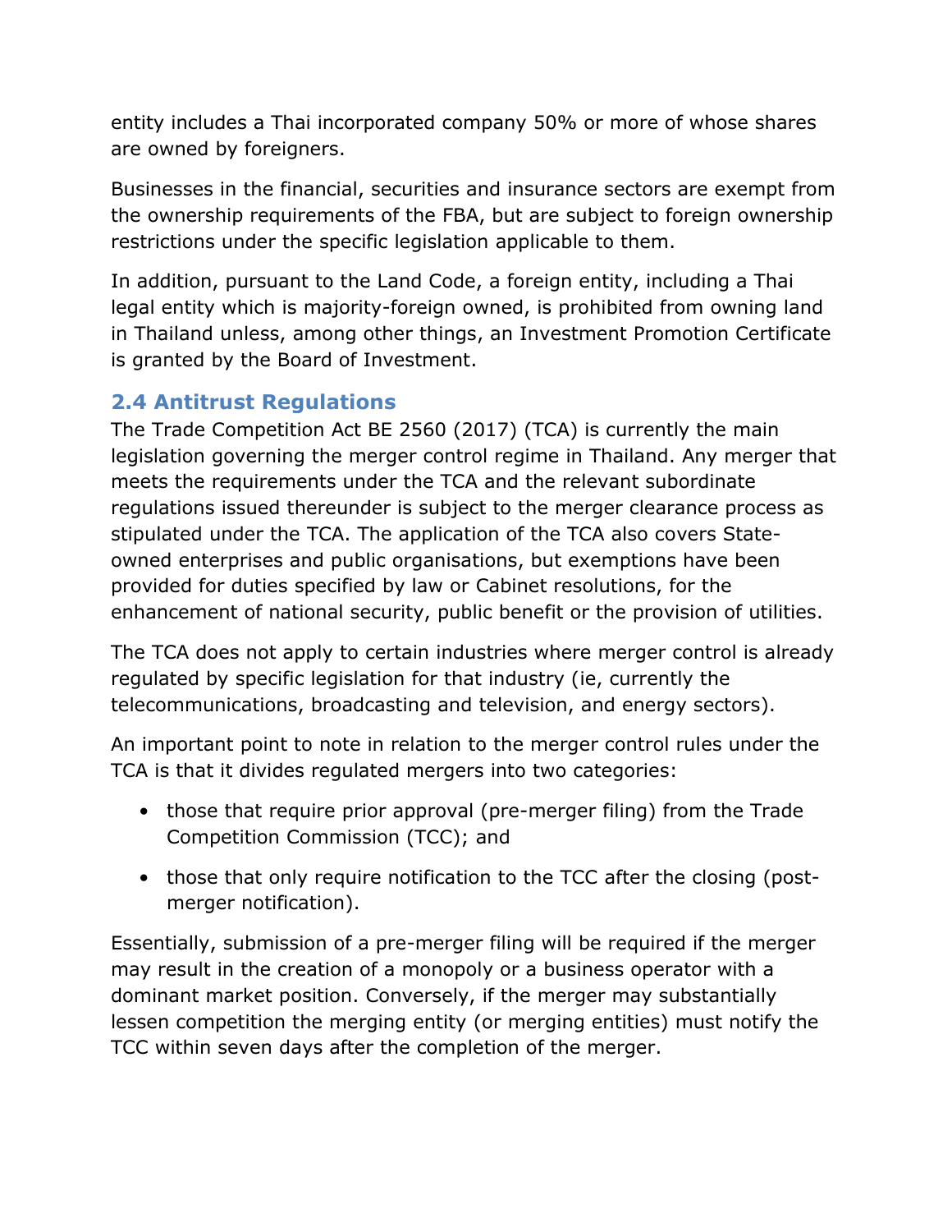entity includes a Thai incorporated company 50% or more of whose shares are owned by foreigners.

Businesses in the financial, securities and insurance sectors are exempt from the ownership requirements of the FBA, but are subject to foreign ownership restrictions under the specific legislation applicable to them.

In addition, pursuant to the Land Code, a foreign entity, including a Thai legal entity which is majority-foreign owned, is prohibited from owning land in Thailand unless, among other things, an Investment Promotion Certificate is granted by the Board of Investment.

### 2.4 Antitrust Regulations

The Trade Competition Act BE 2560 (2017) (TCA) is currently the main legislation governing the merger control regime in Thailand. Any merger that meets the requirements under the TCA and the relevant subordinate regulations issued thereunder is subject to the merger clearance process as stipulated under the TCA. The application of the TCA also covers State-owned enterprises and public organisations, but exemptions have been provided for duties specified by law or Cabinet resolutions, for the enhancement of national security, public benefit or the provision of utilities.

The TCA does not apply to certain industries where merger control is already regulated by specific legislation for that industry (ie, currently the telecommunications, broadcasting and television, and energy sectors).

An important point to note in relation to the merger control rules under the TCA is that it divides regulated mergers into two categories:

- those that require prior approval (pre-merger filing) from the Trade Competition Commission (TCC); and
- those that only require notification to the TCC after the closing (post-merger notification).

Essentially, submission of a pre-merger filing will be required if the merger may result in the creation of a monopoly or a business operator with a dominant market position. Conversely, if the merger may substantially lessen competition the merging entity (or merging entities) must notify the TCC within seven days after the completion of the merger.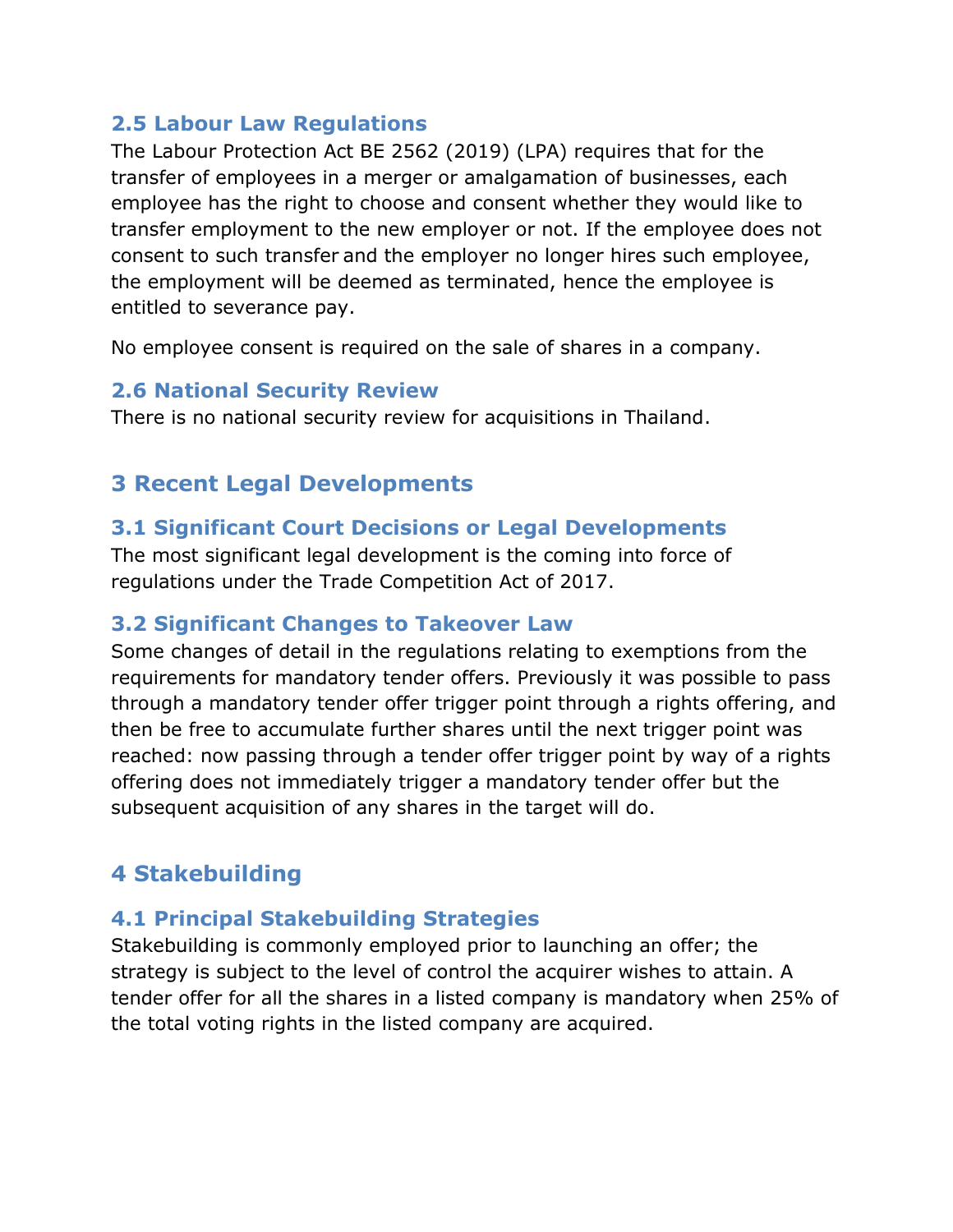### 2.5 Labour Law Regulations

The Labour Protection Act BE 2562 (2019) (LPA) requires that for the transfer of employees in a merger or amalgamation of businesses, each employee has the right to choose and consent whether they would like to transfer employment to the new employer or not. If the employee does not consent to such transfer and the employer no longer hires such employee, the employment will be deemed as terminated, hence the employee is entitled to severance pay.

No employee consent is required on the sale of shares in a company.

### 2.6 National Security Review

There is no national security review for acquisitions in Thailand.

## 3 Recent Legal Developments

### 3.1 Significant Court Decisions or Legal Developments

The most significant legal development is the coming into force of regulations under the Trade Competition Act of 2017.

### 3.2 Significant Changes to Takeover Law

Some changes of detail in the regulations relating to exemptions from the requirements for mandatory tender offers. Previously it was possible to pass through a mandatory tender offer trigger point through a rights offering, and then be free to accumulate further shares until the next trigger point was reached: now passing through a tender offer trigger point by way of a rights offering does not immediately trigger a mandatory tender offer but the subsequent acquisition of any shares in the target will do.

## 4 Stakebuilding

### 4.1 Principal Stakebuilding Strategies

Stakebuilding is commonly employed prior to launching an offer; the strategy is subject to the level of control the acquirer wishes to attain. A tender offer for all the shares in a listed company is mandatory when 25% of the total voting rights in the listed company are acquired.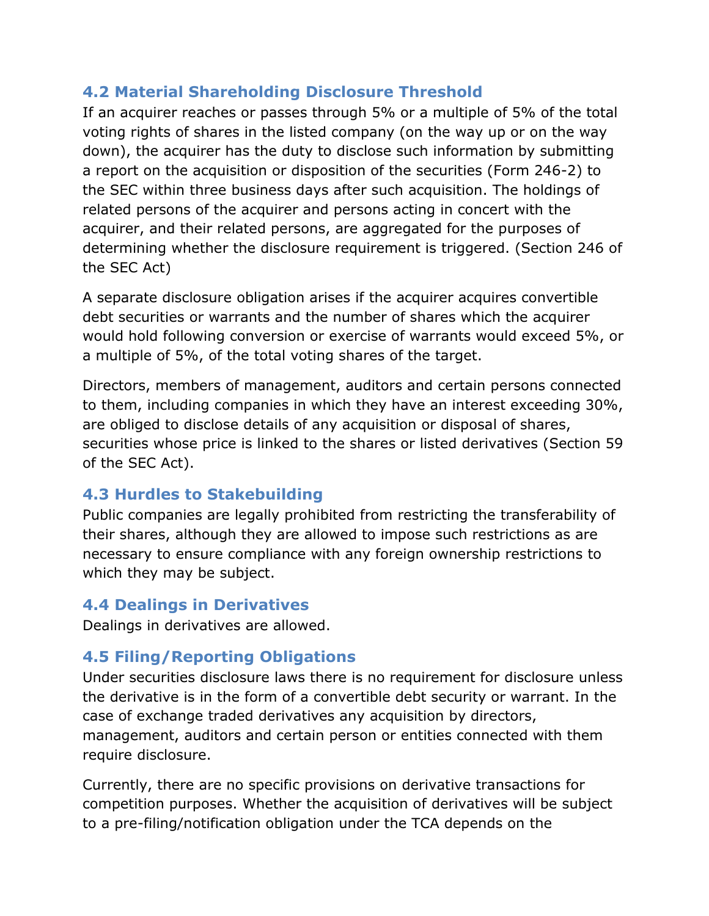### 4.2 Material Shareholding Disclosure Threshold

If an acquirer reaches or passes through 5% or a multiple of 5% of the total voting rights of shares in the listed company (on the way up or on the way down), the acquirer has the duty to disclose such information by submitting a report on the acquisition or disposition of the securities (Form 246-2) to the SEC within three business days after such acquisition. The holdings of related persons of the acquirer and persons acting in concert with the acquirer, and their related persons, are aggregated for the purposes of determining whether the disclosure requirement is triggered. (Section 246 of the SEC Act)

A separate disclosure obligation arises if the acquirer acquires convertible debt securities or warrants and the number of shares which the acquirer would hold following conversion or exercise of warrants would exceed 5%, or a multiple of 5%, of the total voting shares of the target.

Directors, members of management, auditors and certain persons connected to them, including companies in which they have an interest exceeding 30%, are obliged to disclose details of any acquisition or disposal of shares, securities whose price is linked to the shares or listed derivatives (Section 59 of the SEC Act).

### 4.3 Hurdles to Stakebuilding

Public companies are legally prohibited from restricting the transferability of their shares, although they are allowed to impose such restrictions as are necessary to ensure compliance with any foreign ownership restrictions to which they may be subject.

### 4.4 Dealings in Derivatives

Dealings in derivatives are allowed.

### 4.5 Filing/Reporting Obligations

Under securities disclosure laws there is no requirement for disclosure unless the derivative is in the form of a convertible debt security or warrant. In the case of exchange traded derivatives any acquisition by directors, management, auditors and certain person or entities connected with them require disclosure.

Currently, there are no specific provisions on derivative transactions for competition purposes. Whether the acquisition of derivatives will be subject to a pre-filing/notification obligation under the TCA depends on the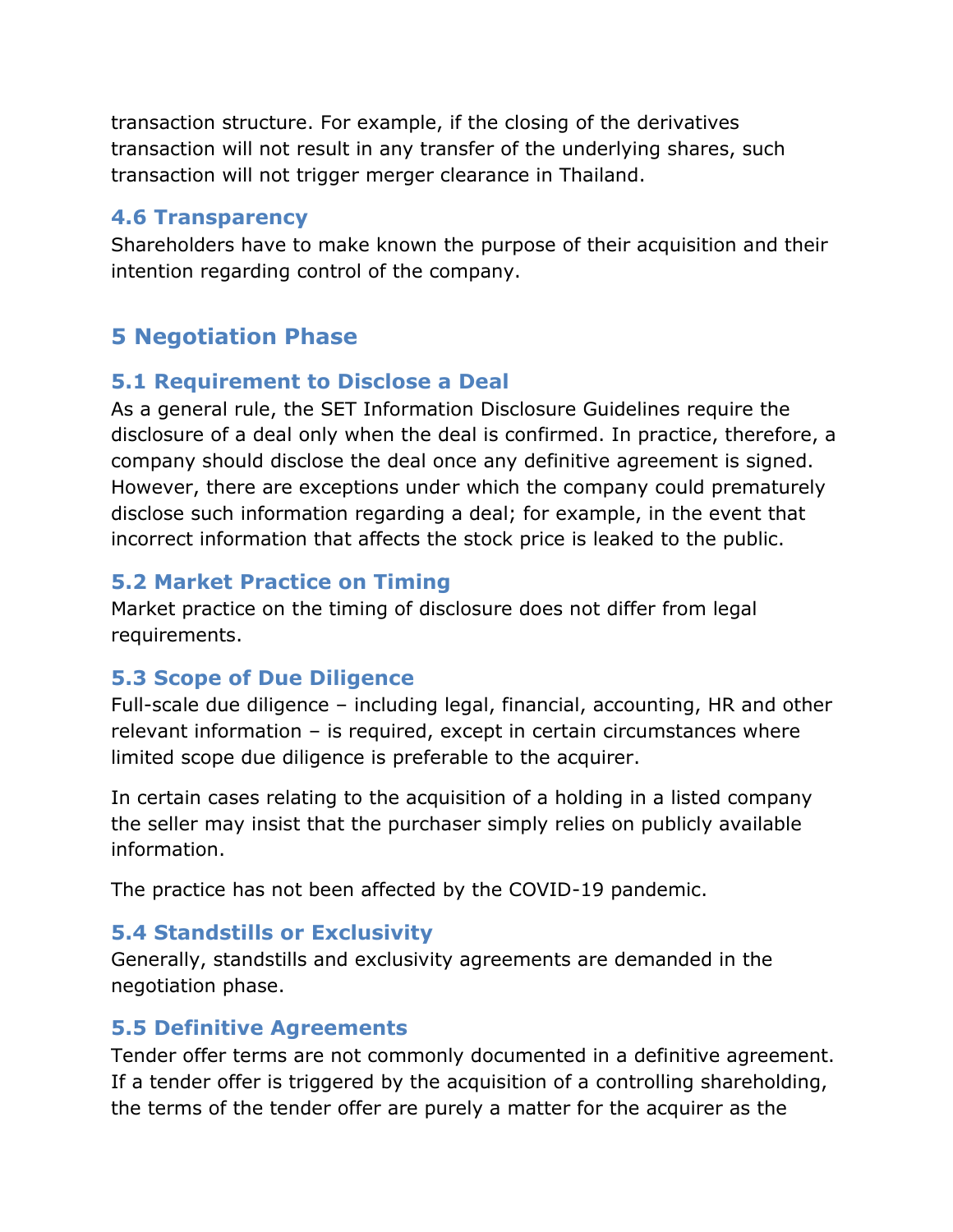transaction structure. For example, if the closing of the derivatives transaction will not result in any transfer of the underlying shares, such transaction will not trigger merger clearance in Thailand.

### 4.6 Transparency

Shareholders have to make known the purpose of their acquisition and their intention regarding control of the company.

## 5 Negotiation Phase

### 5.1 Requirement to Disclose a Deal

As a general rule, the SET Information Disclosure Guidelines require the disclosure of a deal only when the deal is confirmed. In practice, therefore, a company should disclose the deal once any definitive agreement is signed. However, there are exceptions under which the company could prematurely disclose such information regarding a deal; for example, in the event that incorrect information that affects the stock price is leaked to the public.

### 5.2 Market Practice on Timing

Market practice on the timing of disclosure does not differ from legal requirements.

### 5.3 Scope of Due Diligence

Full-scale due diligence – including legal, financial, accounting, HR and other relevant information – is required, except in certain circumstances where limited scope due diligence is preferable to the acquirer.

In certain cases relating to the acquisition of a holding in a listed company the seller may insist that the purchaser simply relies on publicly available information.

The practice has not been affected by the COVID-19 pandemic.

### 5.4 Standstills or Exclusivity

Generally, standstills and exclusivity agreements are demanded in the negotiation phase.

### 5.5 Definitive Agreements

Tender offer terms are not commonly documented in a definitive agreement. If a tender offer is triggered by the acquisition of a controlling shareholding, the terms of the tender offer are purely a matter for the acquirer as the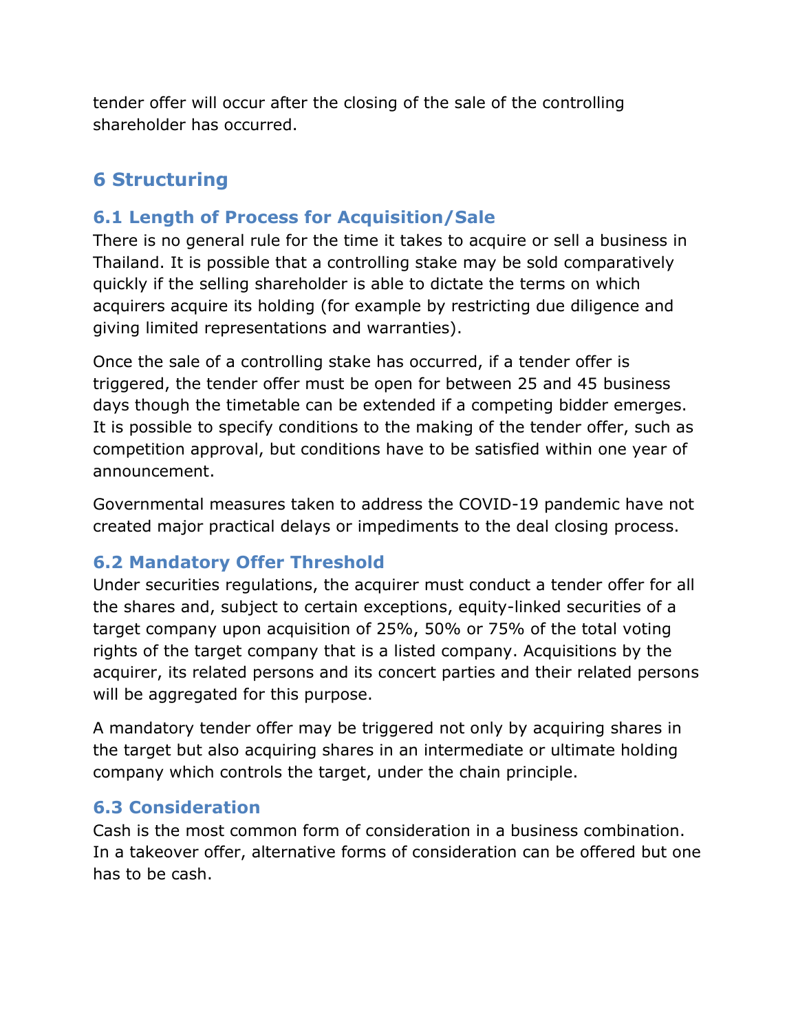tender offer will occur after the closing of the sale of the controlling shareholder has occurred.

## 6 Structuring

### 6.1 Length of Process for Acquisition/Sale

There is no general rule for the time it takes to acquire or sell a business in Thailand. It is possible that a controlling stake may be sold comparatively quickly if the selling shareholder is able to dictate the terms on which acquirers acquire its holding (for example by restricting due diligence and giving limited representations and warranties).

Once the sale of a controlling stake has occurred, if a tender offer is triggered, the tender offer must be open for between 25 and 45 business days though the timetable can be extended if a competing bidder emerges. It is possible to specify conditions to the making of the tender offer, such as competition approval, but conditions have to be satisfied within one year of announcement.

Governmental measures taken to address the COVID-19 pandemic have not created major practical delays or impediments to the deal closing process.

### 6.2 Mandatory Offer Threshold

Under securities regulations, the acquirer must conduct a tender offer for all the shares and, subject to certain exceptions, equity-linked securities of a target company upon acquisition of 25%, 50% or 75% of the total voting rights of the target company that is a listed company. Acquisitions by the acquirer, its related persons and its concert parties and their related persons will be aggregated for this purpose.

A mandatory tender offer may be triggered not only by acquiring shares in the target but also acquiring shares in an intermediate or ultimate holding company which controls the target, under the chain principle.

### 6.3 Consideration

Cash is the most common form of consideration in a business combination. In a takeover offer, alternative forms of consideration can be offered but one has to be cash.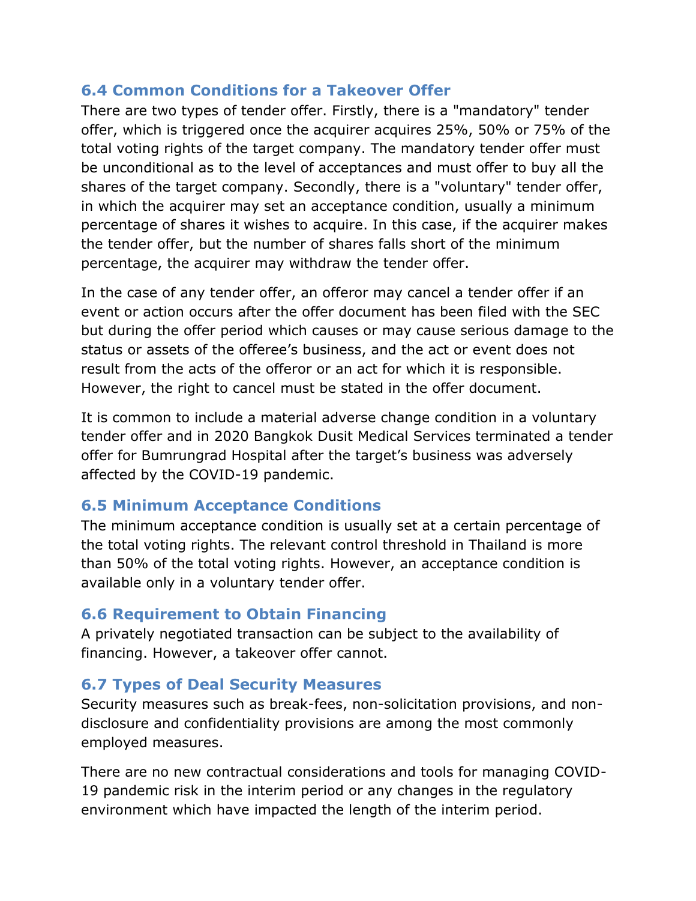### 6.4 Common Conditions for a Takeover Offer

There are two types of tender offer. Firstly, there is a "mandatory" tender offer, which is triggered once the acquirer acquires 25%, 50% or 75% of the total voting rights of the target company. The mandatory tender offer must be unconditional as to the level of acceptances and must offer to buy all the shares of the target company. Secondly, there is a "voluntary" tender offer, in which the acquirer may set an acceptance condition, usually a minimum percentage of shares it wishes to acquire. In this case, if the acquirer makes the tender offer, but the number of shares falls short of the minimum percentage, the acquirer may withdraw the tender offer.

In the case of any tender offer, an offeror may cancel a tender offer if an event or action occurs after the offer document has been filed with the SEC but during the offer period which causes or may cause serious damage to the status or assets of the offeree's business, and the act or event does not result from the acts of the offeror or an act for which it is responsible. However, the right to cancel must be stated in the offer document.

It is common to include a material adverse change condition in a voluntary tender offer and in 2020 Bangkok Dusit Medical Services terminated a tender offer for Bumrungrad Hospital after the target's business was adversely affected by the COVID-19 pandemic.

### 6.5 Minimum Acceptance Conditions

The minimum acceptance condition is usually set at a certain percentage of the total voting rights. The relevant control threshold in Thailand is more than 50% of the total voting rights. However, an acceptance condition is available only in a voluntary tender offer.

### 6.6 Requirement to Obtain Financing

A privately negotiated transaction can be subject to the availability of financing. However, a takeover offer cannot.

### 6.7 Types of Deal Security Measures

Security measures such as break-fees, non-solicitation provisions, and non-disclosure and confidentiality provisions are among the most commonly employed measures.

There are no new contractual considerations and tools for managing COVID-19 pandemic risk in the interim period or any changes in the regulatory environment which have impacted the length of the interim period.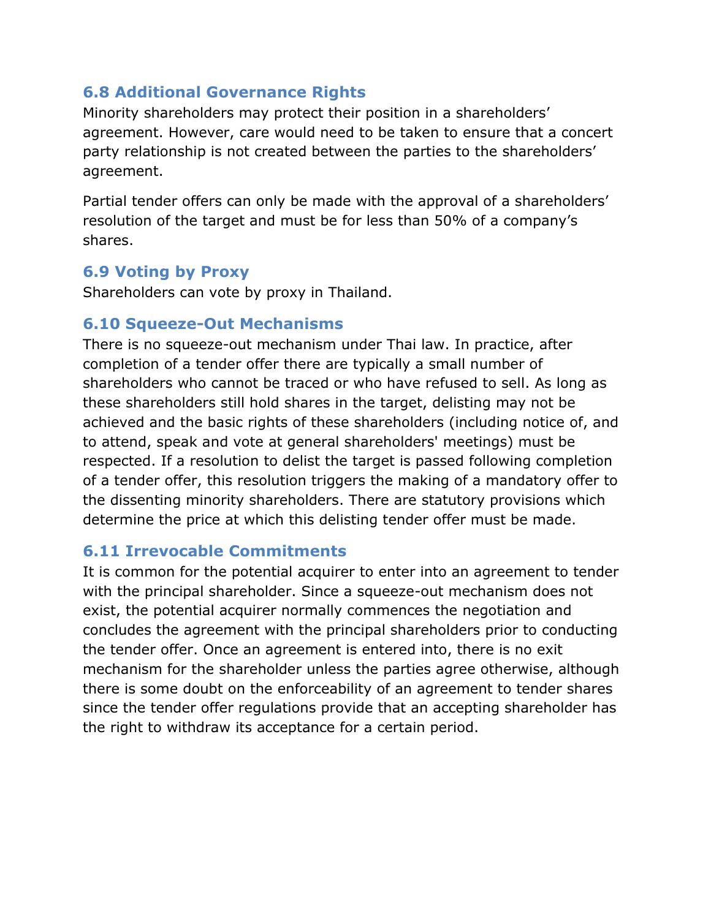### 6.8 Additional Governance Rights

Minority shareholders may protect their position in a shareholders' agreement. However, care would need to be taken to ensure that a concert party relationship is not created between the parties to the shareholders' agreement.

Partial tender offers can only be made with the approval of a shareholders' resolution of the target and must be for less than 50% of a company's shares.

### 6.9 Voting by Proxy

Shareholders can vote by proxy in Thailand.

### 6.10 Squeeze-Out Mechanisms

There is no squeeze-out mechanism under Thai law. In practice, after completion of a tender offer there are typically a small number of shareholders who cannot be traced or who have refused to sell. As long as these shareholders still hold shares in the target, delisting may not be achieved and the basic rights of these shareholders (including notice of, and to attend, speak and vote at general shareholders' meetings) must be respected. If a resolution to delist the target is passed following completion of a tender offer, this resolution triggers the making of a mandatory offer to the dissenting minority shareholders. There are statutory provisions which determine the price at which this delisting tender offer must be made.

### 6.11 Irrevocable Commitments

It is common for the potential acquirer to enter into an agreement to tender with the principal shareholder. Since a squeeze-out mechanism does not exist, the potential acquirer normally commences the negotiation and concludes the agreement with the principal shareholders prior to conducting the tender offer. Once an agreement is entered into, there is no exit mechanism for the shareholder unless the parties agree otherwise, although there is some doubt on the enforceability of an agreement to tender shares since the tender offer regulations provide that an accepting shareholder has the right to withdraw its acceptance for a certain period.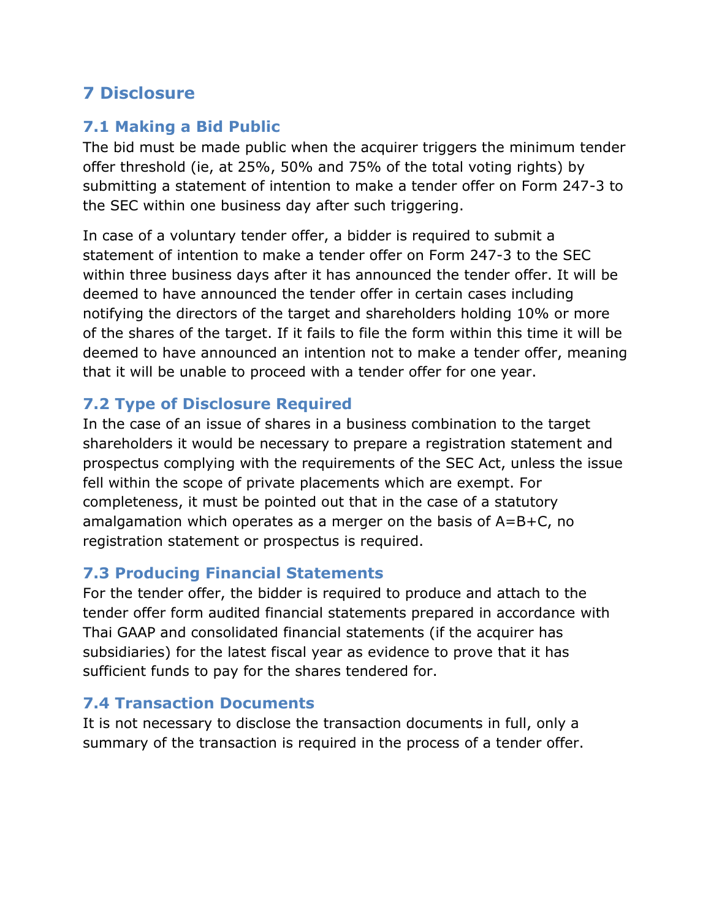# 7 Disclosure

## 7.1 Making a Bid Public

The bid must be made public when the acquirer triggers the minimum tender offer threshold (ie, at 25%, 50% and 75% of the total voting rights) by submitting a statement of intention to make a tender offer on Form 247-3 to the SEC within one business day after such triggering.

In case of a voluntary tender offer, a bidder is required to submit a statement of intention to make a tender offer on Form 247-3 to the SEC within three business days after it has announced the tender offer. It will be deemed to have announced the tender offer in certain cases including notifying the directors of the target and shareholders holding 10% or more of the shares of the target. If it fails to file the form within this time it will be deemed to have announced an intention not to make a tender offer, meaning that it will be unable to proceed with a tender offer for one year.

## 7.2 Type of Disclosure Required

In the case of an issue of shares in a business combination to the target shareholders it would be necessary to prepare a registration statement and prospectus complying with the requirements of the SEC Act, unless the issue fell within the scope of private placements which are exempt. For completeness, it must be pointed out that in the case of a statutory amalgamation which operates as a merger on the basis of A=B+C, no registration statement or prospectus is required.

## 7.3 Producing Financial Statements

For the tender offer, the bidder is required to produce and attach to the tender offer form audited financial statements prepared in accordance with Thai GAAP and consolidated financial statements (if the acquirer has subsidiaries) for the latest fiscal year as evidence to prove that it has sufficient funds to pay for the shares tendered for.

## 7.4 Transaction Documents

It is not necessary to disclose the transaction documents in full, only a summary of the transaction is required in the process of a tender offer.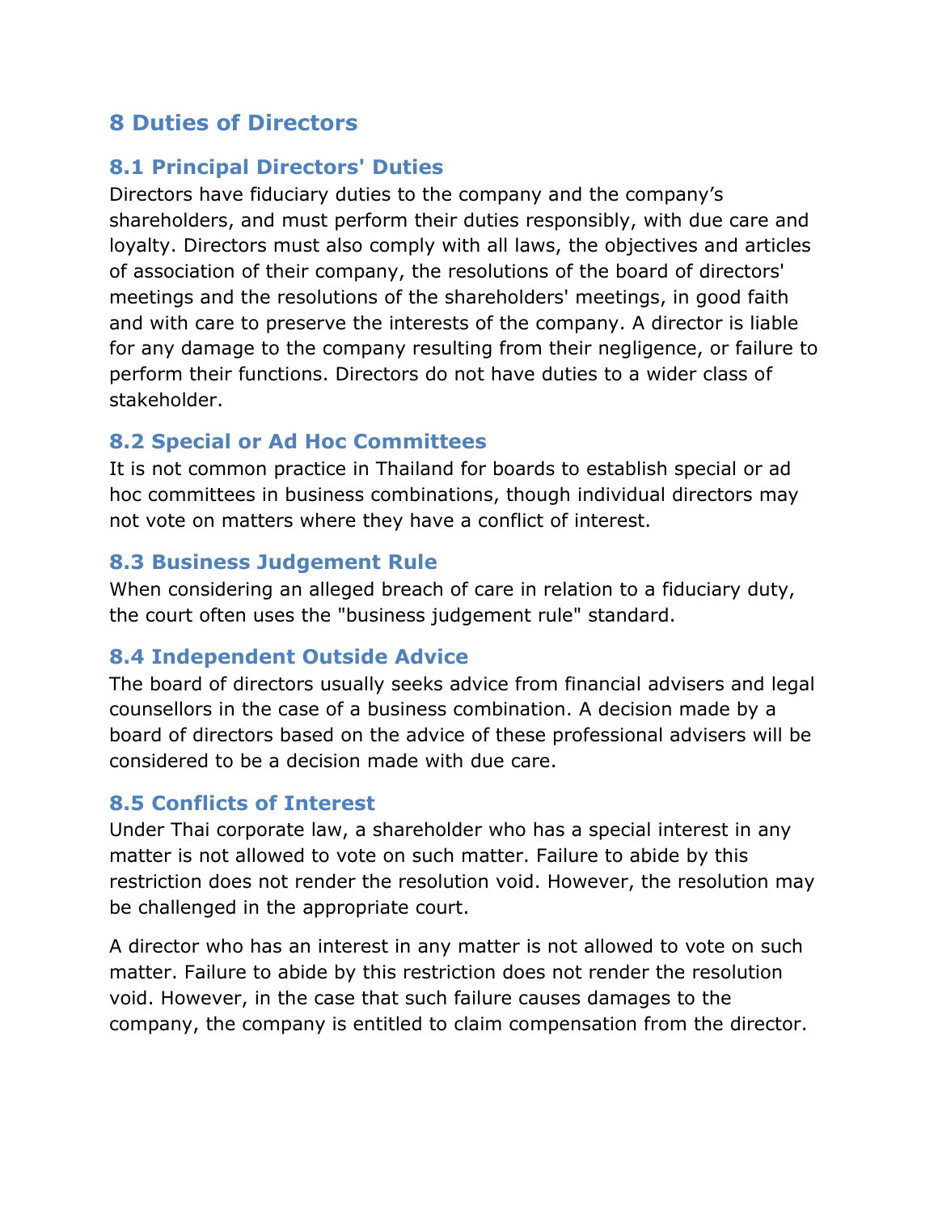## 8 Duties of Directors

### 8.1 Principal Directors' Duties

Directors have fiduciary duties to the company and the company's shareholders, and must perform their duties responsibly, with due care and loyalty. Directors must also comply with all laws, the objectives and articles of association of their company, the resolutions of the board of directors' meetings and the resolutions of the shareholders' meetings, in good faith and with care to preserve the interests of the company. A director is liable for any damage to the company resulting from their negligence, or failure to perform their functions. Directors do not have duties to a wider class of stakeholder.

### 8.2 Special or Ad Hoc Committees

It is not common practice in Thailand for boards to establish special or ad hoc committees in business combinations, though individual directors may not vote on matters where they have a conflict of interest.

### 8.3 Business Judgement Rule

When considering an alleged breach of care in relation to a fiduciary duty, the court often uses the "business judgement rule" standard.

### 8.4 Independent Outside Advice

The board of directors usually seeks advice from financial advisers and legal counsellors in the case of a business combination. A decision made by a board of directors based on the advice of these professional advisers will be considered to be a decision made with due care.

### 8.5 Conflicts of Interest

Under Thai corporate law, a shareholder who has a special interest in any matter is not allowed to vote on such matter. Failure to abide by this restriction does not render the resolution void. However, the resolution may be challenged in the appropriate court.

A director who has an interest in any matter is not allowed to vote on such matter. Failure to abide by this restriction does not render the resolution void. However, in the case that such failure causes damages to the company, the company is entitled to claim compensation from the director.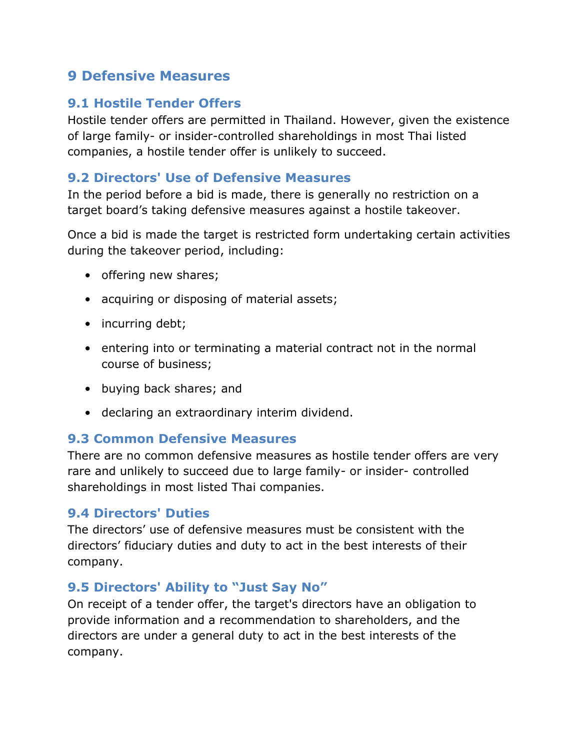## 9 Defensive Measures

### 9.1 Hostile Tender Offers

Hostile tender offers are permitted in Thailand. However, given the existence of large family- or insider-controlled shareholdings in most Thai listed companies, a hostile tender offer is unlikely to succeed.

### 9.2 Directors' Use of Defensive Measures

In the period before a bid is made, there is generally no restriction on a target board’s taking defensive measures against a hostile takeover.

Once a bid is made the target is restricted form undertaking certain activities during the takeover period, including:

- offering new shares;
- acquiring or disposing of material assets;
- incurring debt;
- entering into or terminating a material contract not in the normal course of business;
- buying back shares; and
- declaring an extraordinary interim dividend.

### 9.3 Common Defensive Measures

There are no common defensive measures as hostile tender offers are very rare and unlikely to succeed due to large family- or insider- controlled shareholdings in most listed Thai companies.

### 9.4 Directors' Duties

The directors’ use of defensive measures must be consistent with the directors’ fiduciary duties and duty to act in the best interests of their company.

### 9.5 Directors' Ability to “Just Say No”

On receipt of a tender offer, the target's directors have an obligation to provide information and a recommendation to shareholders, and the directors are under a general duty to act in the best interests of the company.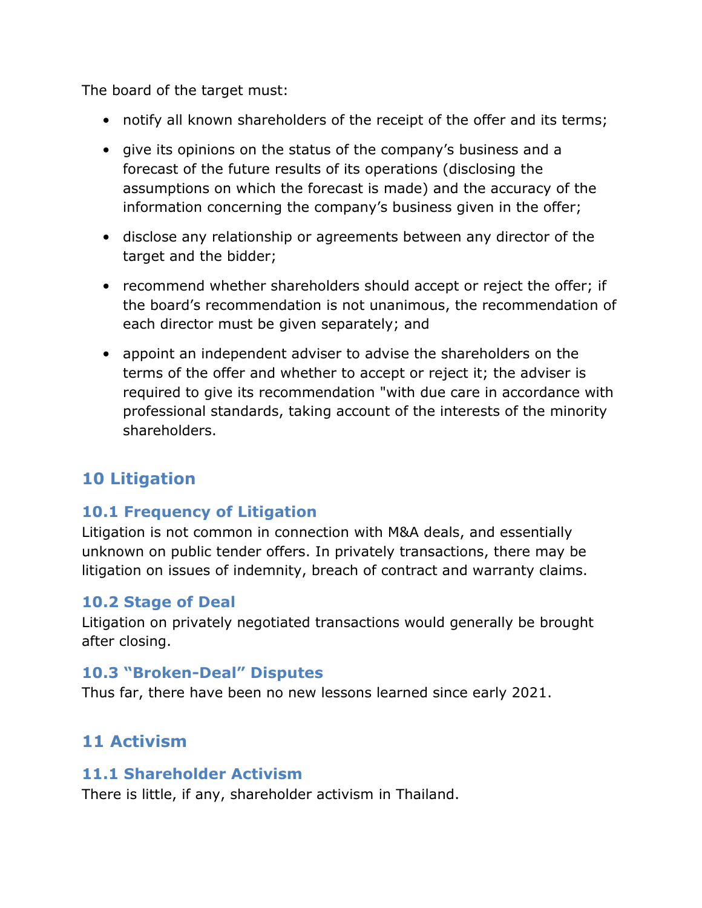The board of the target must:

- notify all known shareholders of the receipt of the offer and its terms;
- give its opinions on the status of the company's business and a forecast of the future results of its operations (disclosing the assumptions on which the forecast is made) and the accuracy of the information concerning the company's business given in the offer;
- disclose any relationship or agreements between any director of the target and the bidder;
- recommend whether shareholders should accept or reject the offer; if the board's recommendation is not unanimous, the recommendation of each director must be given separately; and
- appoint an independent adviser to advise the shareholders on the terms of the offer and whether to accept or reject it; the adviser is required to give its recommendation "with due care in accordance with professional standards, taking account of the interests of the minority shareholders.

## 10 Litigation

### 10.1 Frequency of Litigation

Litigation is not common in connection with M&A deals, and essentially unknown on public tender offers. In privately transactions, there may be litigation on issues of indemnity, breach of contract and warranty claims.

### 10.2 Stage of Deal

Litigation on privately negotiated transactions would generally be brought after closing.

### 10.3 "Broken-Deal" Disputes

Thus far, there have been no new lessons learned since early 2021.

## 11 Activism

### 11.1 Shareholder Activism

There is little, if any, shareholder activism in Thailand.